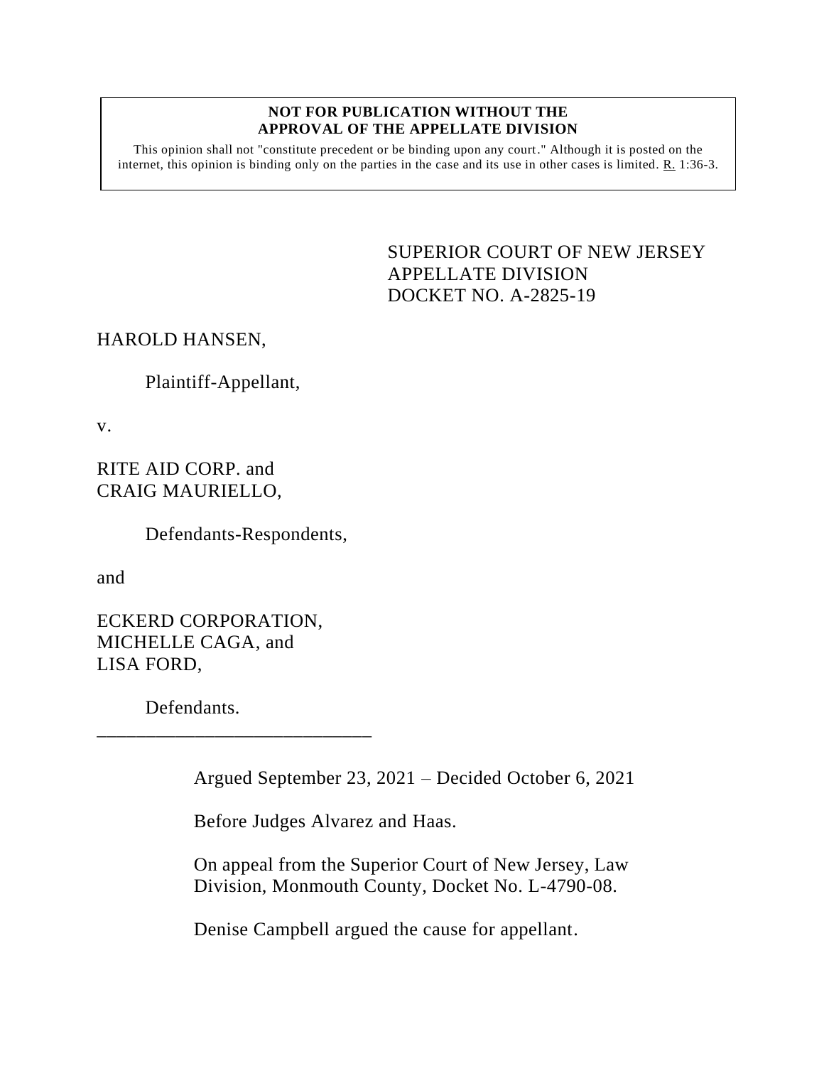**NOT FOR PUBLICATION WITHOUT THE APPROVAL OF THE APPELLATE DIVISION**

This opinion shall not "constitute precedent or be binding upon any court." Although it is posted on the internet, this opinion is binding only on the parties in the case and its use in other cases is limited. R. 1:36-3.

SUPERIOR COURT OF NEW JERSEY
APPELLATE DIVISION
DOCKET NO. A-2825-19

HAROLD HANSEN,

Plaintiff-Appellant,

v.

RITE AID CORP. and
CRAIG MAURIELLO,

Defendants-Respondents,

and

ECKERD CORPORATION,
MICHELLE CAGA, and
LISA FORD,

Defendants.

\_\_\_\_\_\_\_\_\_\_\_\_\_\_\_\_\_\_\_\_\_\_\_\_\_\_\_\_\_\_

Argued September 23, 2021 – Decided October 6, 2021

Before Judges Alvarez and Haas.

On appeal from the Superior Court of New Jersey, Law Division, Monmouth County, Docket No. L-4790-08.

Denise Campbell argued the cause for appellant.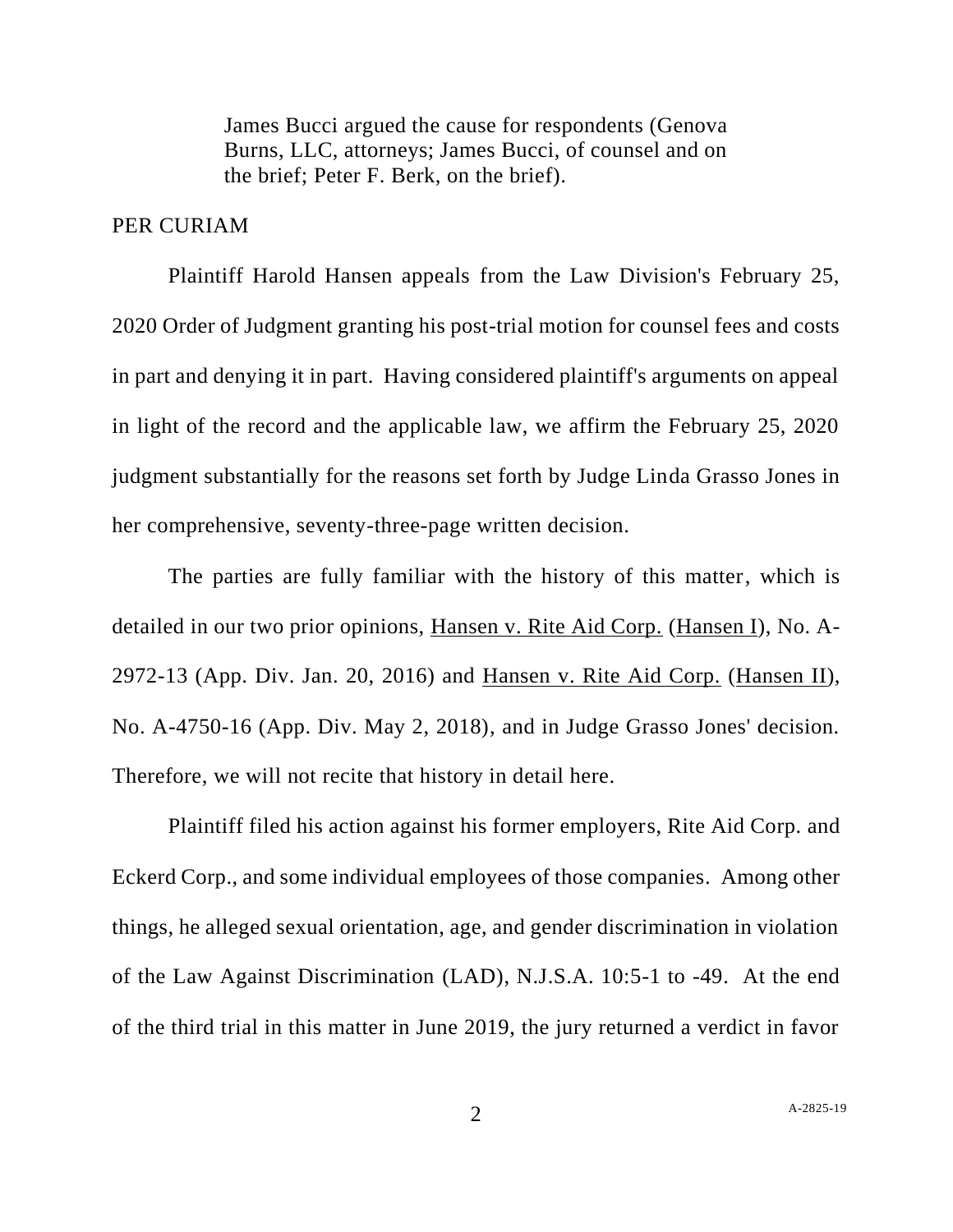James Bucci argued the cause for respondents (Genova Burns, LLC, attorneys; James Bucci, of counsel and on the brief; Peter F. Berk, on the brief).

PER CURIAM

Plaintiff Harold Hansen appeals from the Law Division's February 25, 2020 Order of Judgment granting his post-trial motion for counsel fees and costs in part and denying it in part. Having considered plaintiff's arguments on appeal in light of the record and the applicable law, we affirm the February 25, 2020 judgment substantially for the reasons set forth by Judge Linda Grasso Jones in her comprehensive, seventy-three-page written decision.

The parties are fully familiar with the history of this matter, which is detailed in our two prior opinions, Hansen v. Rite Aid Corp. (Hansen I), No. A-2972-13 (App. Div. Jan. 20, 2016) and Hansen v. Rite Aid Corp. (Hansen II), No. A-4750-16 (App. Div. May 2, 2018), and in Judge Grasso Jones' decision. Therefore, we will not recite that history in detail here.

Plaintiff filed his action against his former employers, Rite Aid Corp. and Eckerd Corp., and some individual employees of those companies. Among other things, he alleged sexual orientation, age, and gender discrimination in violation of the Law Against Discrimination (LAD), N.J.S.A. 10:5-1 to -49. At the end of the third trial in this matter in June 2019, the jury returned a verdict in favor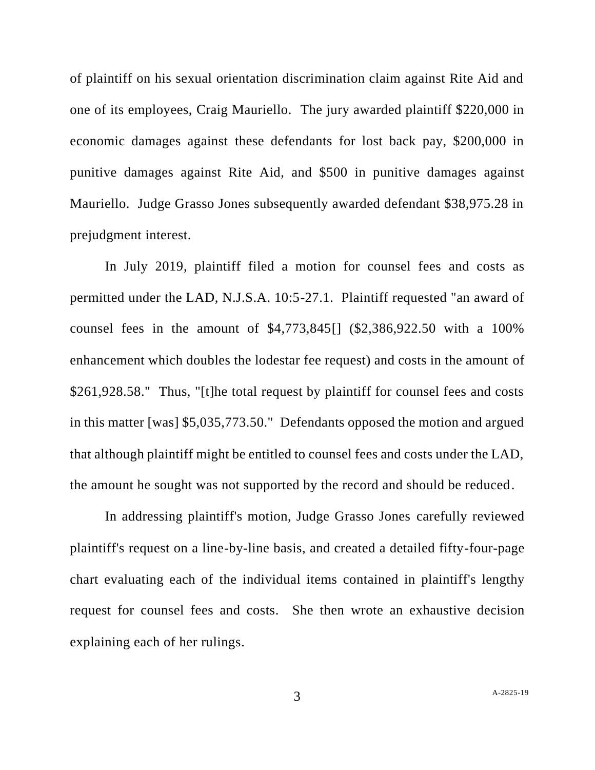of plaintiff on his sexual orientation discrimination claim against Rite Aid and one of its employees, Craig Mauriello. The jury awarded plaintiff $220,000 in economic damages against these defendants for lost back pay, $200,000 in punitive damages against Rite Aid, and $500 in punitive damages against Mauriello. Judge Grasso Jones subsequently awarded defendant $38,975.28 in prejudgment interest.

In July 2019, plaintiff filed a motion for counsel fees and costs as permitted under the LAD, N.J.S.A. 10:5-27.1. Plaintiff requested "an award of counsel fees in the amount of $4,773,845[] ($2,386,922.50 with a 100% enhancement which doubles the lodestar fee request) and costs in the amount of $261,928.58." Thus, "[t]he total request by plaintiff for counsel fees and costs in this matter [was] $5,035,773.50." Defendants opposed the motion and argued that although plaintiff might be entitled to counsel fees and costs under the LAD, the amount he sought was not supported by the record and should be reduced.

In addressing plaintiff's motion, Judge Grasso Jones carefully reviewed plaintiff's request on a line-by-line basis, and created a detailed fifty-four-page chart evaluating each of the individual items contained in plaintiff's lengthy request for counsel fees and costs. She then wrote an exhaustive decision explaining each of her rulings.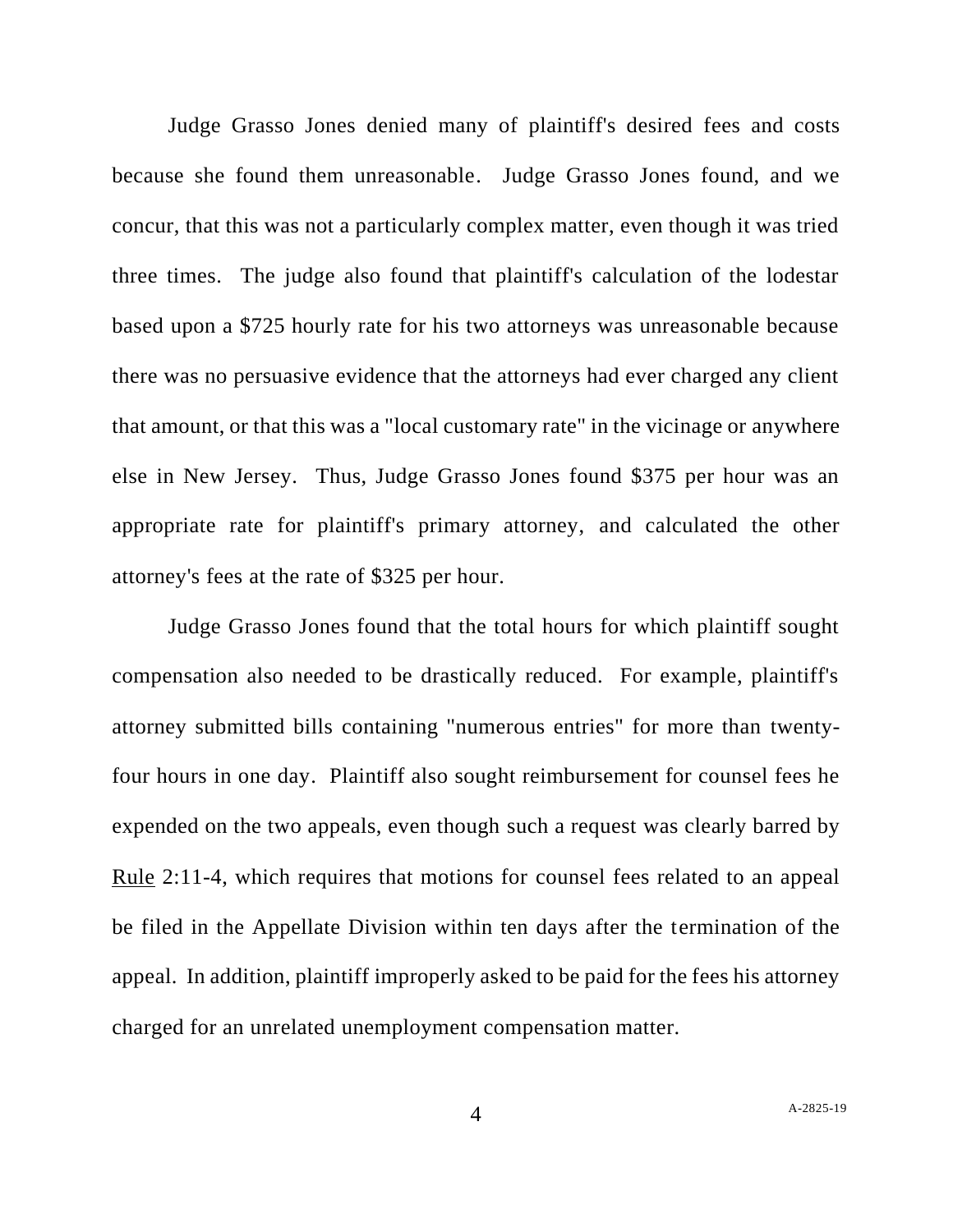Judge Grasso Jones denied many of plaintiff's desired fees and costs because she found them unreasonable. Judge Grasso Jones found, and we concur, that this was not a particularly complex matter, even though it was tried three times. The judge also found that plaintiff's calculation of the lodestar based upon a $725 hourly rate for his two attorneys was unreasonable because there was no persuasive evidence that the attorneys had ever charged any client that amount, or that this was a "local customary rate" in the vicinage or anywhere else in New Jersey. Thus, Judge Grasso Jones found $375 per hour was an appropriate rate for plaintiff's primary attorney, and calculated the other attorney's fees at the rate of $325 per hour.

Judge Grasso Jones found that the total hours for which plaintiff sought compensation also needed to be drastically reduced. For example, plaintiff's attorney submitted bills containing "numerous entries" for more than twenty-four hours in one day. Plaintiff also sought reimbursement for counsel fees he expended on the two appeals, even though such a request was clearly barred by Rule 2:11-4, which requires that motions for counsel fees related to an appeal be filed in the Appellate Division within ten days after the termination of the appeal. In addition, plaintiff improperly asked to be paid for the fees his attorney charged for an unrelated unemployment compensation matter.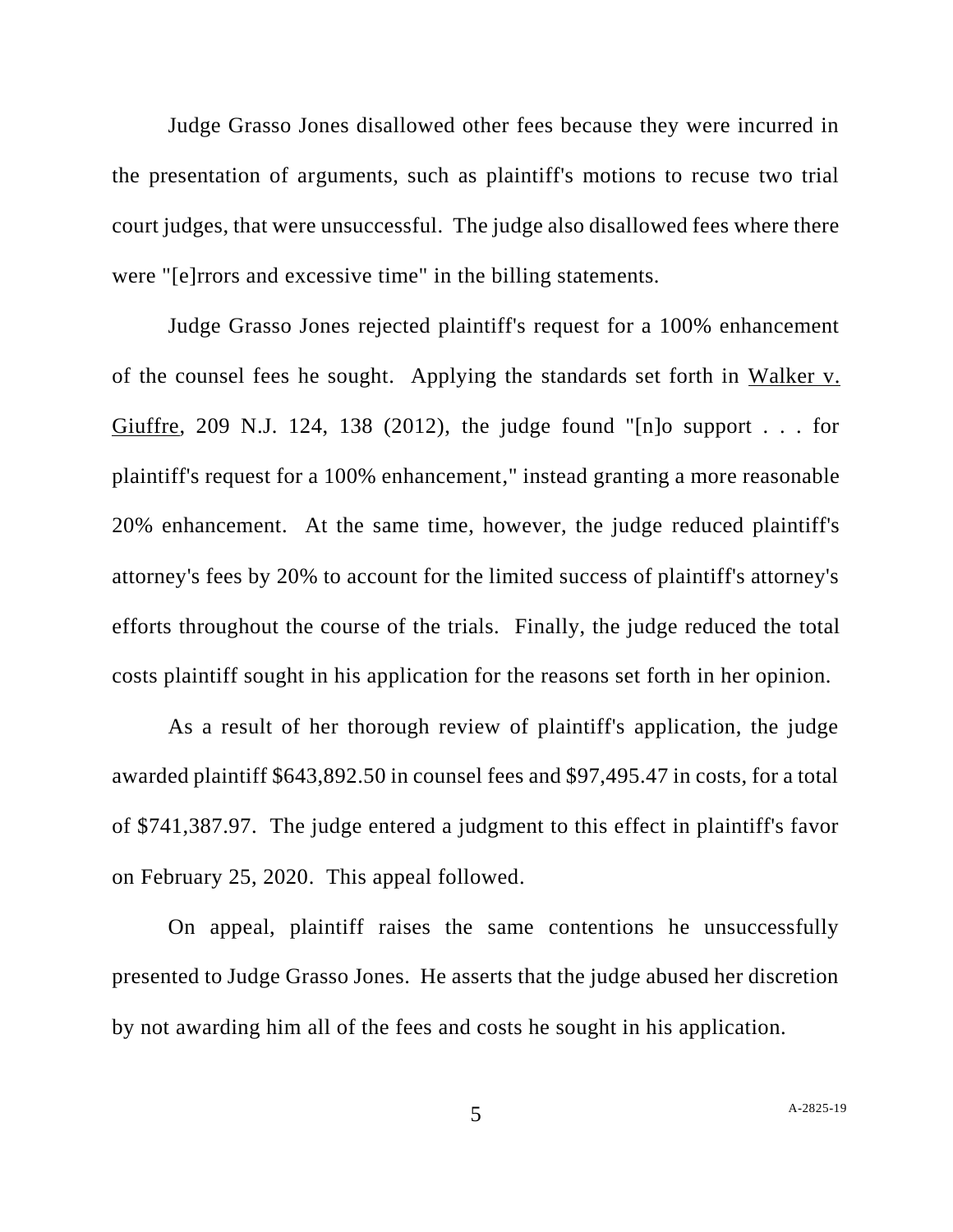Judge Grasso Jones disallowed other fees because they were incurred in the presentation of arguments, such as plaintiff's motions to recuse two trial court judges, that were unsuccessful. The judge also disallowed fees where there were "[e]rrors and excessive time" in the billing statements.

Judge Grasso Jones rejected plaintiff's request for a 100% enhancement of the counsel fees he sought. Applying the standards set forth in Walker v. Giuffre, 209 N.J. 124, 138 (2012), the judge found "[n]o support . . . for plaintiff's request for a 100% enhancement," instead granting a more reasonable 20% enhancement. At the same time, however, the judge reduced plaintiff's attorney's fees by 20% to account for the limited success of plaintiff's attorney's efforts throughout the course of the trials. Finally, the judge reduced the total costs plaintiff sought in his application for the reasons set forth in her opinion.

As a result of her thorough review of plaintiff's application, the judge awarded plaintiff $643,892.50 in counsel fees and $97,495.47 in costs, for a total of $741,387.97. The judge entered a judgment to this effect in plaintiff's favor on February 25, 2020. This appeal followed.

On appeal, plaintiff raises the same contentions he unsuccessfully presented to Judge Grasso Jones. He asserts that the judge abused her discretion by not awarding him all of the fees and costs he sought in his application.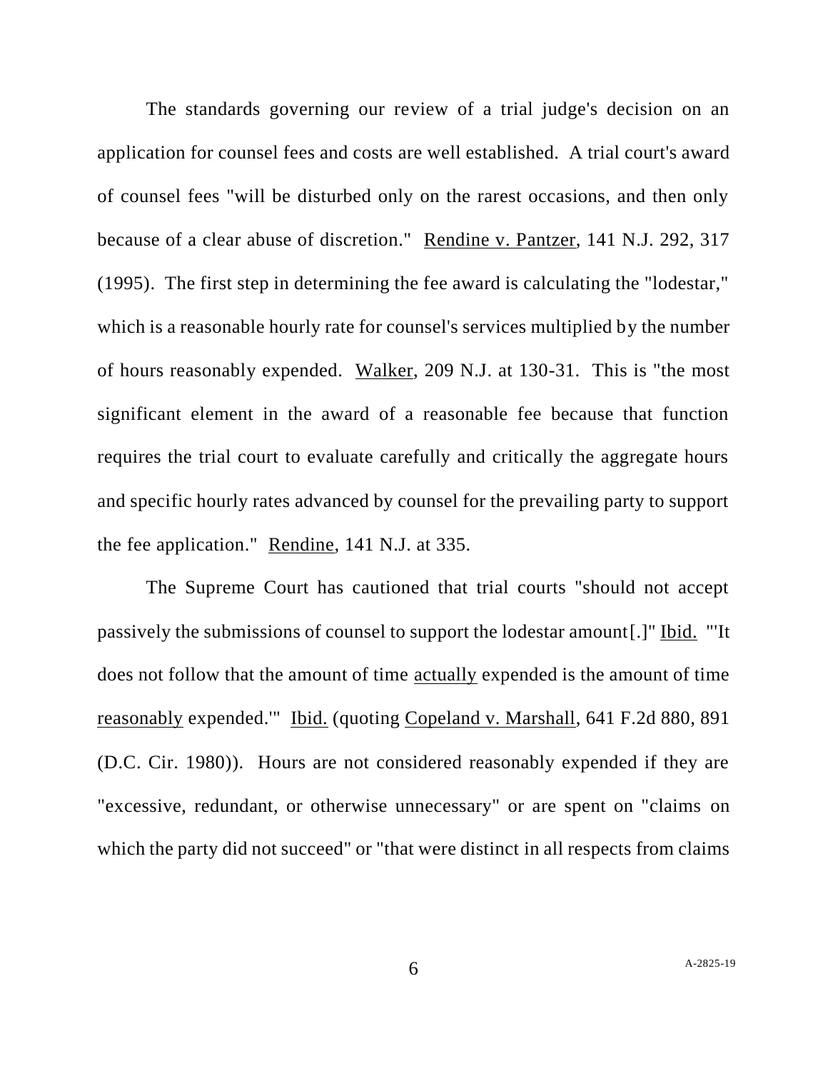The standards governing our review of a trial judge's decision on an application for counsel fees and costs are well established. A trial court's award of counsel fees "will be disturbed only on the rarest occasions, and then only because of a clear abuse of discretion." Rendine v. Pantzer, 141 N.J. 292, 317 (1995). The first step in determining the fee award is calculating the "lodestar," which is a reasonable hourly rate for counsel's services multiplied by the number of hours reasonably expended. Walker, 209 N.J. at 130-31. This is "the most significant element in the award of a reasonable fee because that function requires the trial court to evaluate carefully and critically the aggregate hours and specific hourly rates advanced by counsel for the prevailing party to support the fee application." Rendine, 141 N.J. at 335.

The Supreme Court has cautioned that trial courts "should not accept passively the submissions of counsel to support the lodestar amount[.]" Ibid. "'It does not follow that the amount of time actually expended is the amount of time reasonably expended.'" Ibid. (quoting Copeland v. Marshall, 641 F.2d 880, 891 (D.C. Cir. 1980)). Hours are not considered reasonably expended if they are "excessive, redundant, or otherwise unnecessary" or are spent on "claims on which the party did not succeed" or "that were distinct in all respects from claims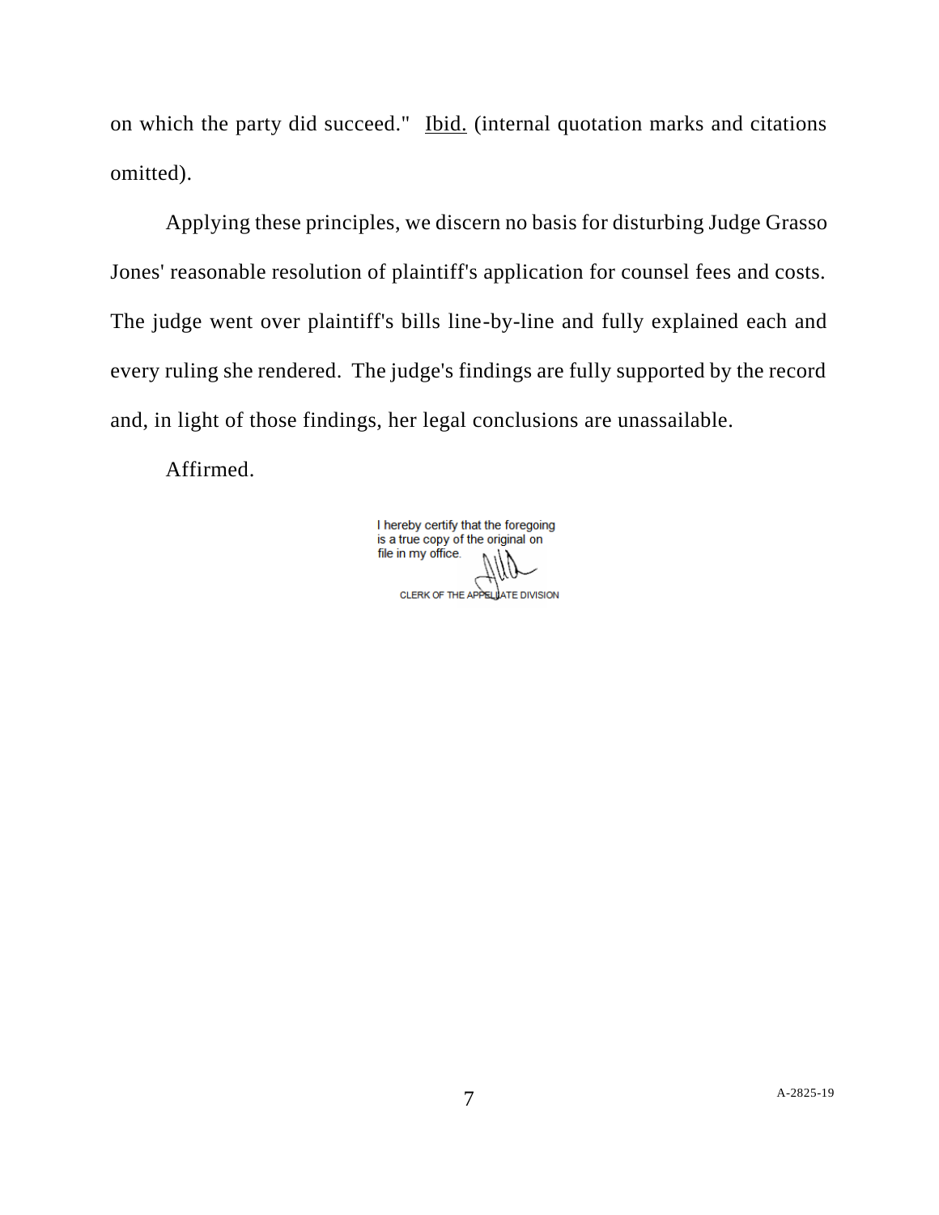on which the party did succeed." Ibid. (internal quotation marks and citations omitted).

Applying these principles, we discern no basis for disturbing Judge Grasso Jones' reasonable resolution of plaintiff's application for counsel fees and costs. The judge went over plaintiff's bills line-by-line and fully explained each and every ruling she rendered. The judge's findings are fully supported by the record and, in light of those findings, her legal conclusions are unassailable.

Affirmed.

I hereby certify that the foregoing is a true copy of the original on file in my office.

CLERK OF THE APPELLATE DIVISION